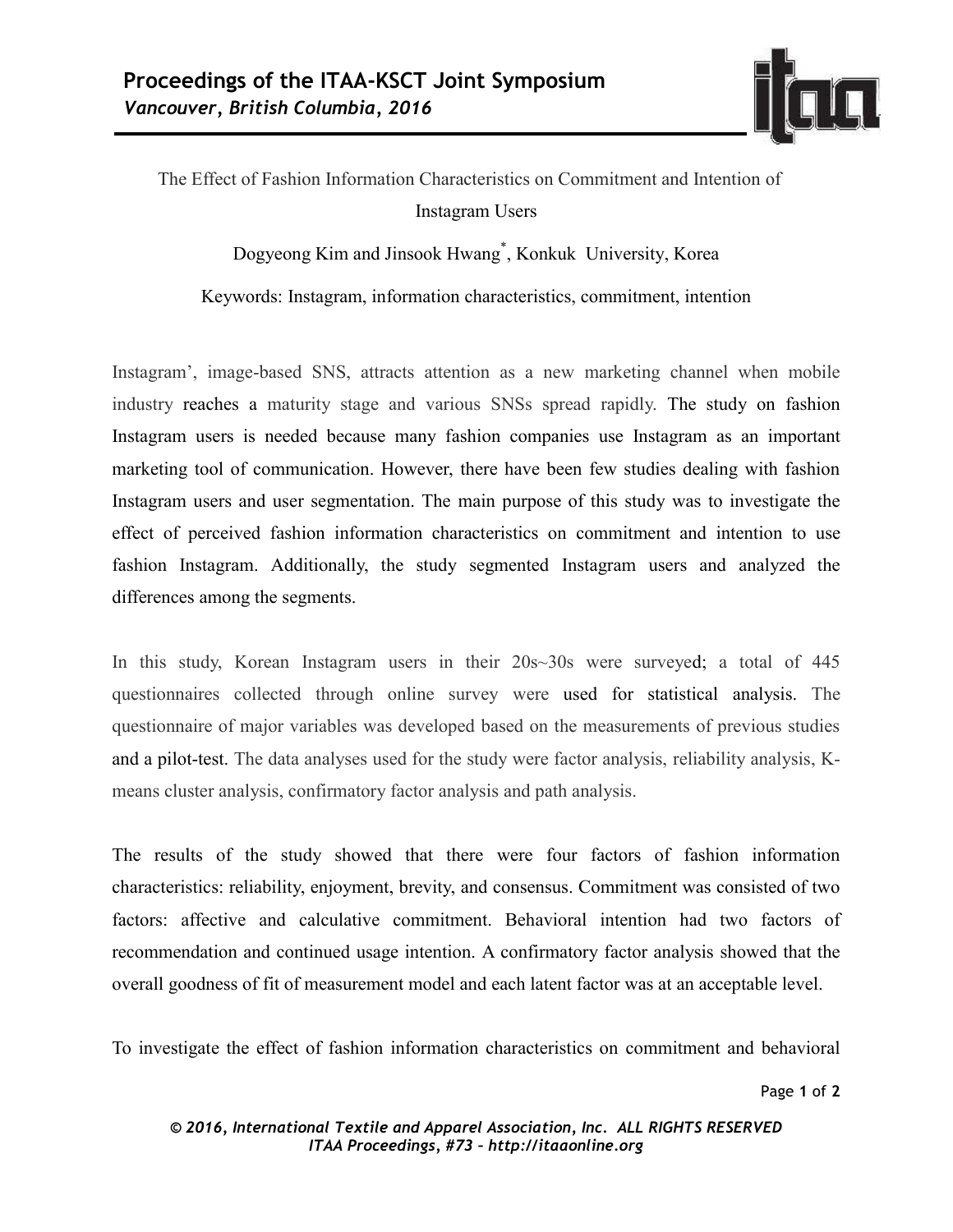The Effect of Fashion Information Characteristics on Commitment and Intention of Instagram Users

Dogyeong Kim and Jinsook Hwang[*], Konkuk University, Korea

Keywords: Instagram, information characteristics, commitment, intention

Instagram', image-based SNS, attracts attention as a new marketing channel when mobile industry reaches a maturity stage and various SNSs spread rapidly. The study on fashion Instagram users is needed because many fashion companies use Instagram as an important marketing tool of communication. However, there have been few studies dealing with fashion Instagram users and user segmentation. The main purpose of this study was to investigate the effect of perceived fashion information characteristics on commitment and intention to use fashion Instagram. Additionally, the study segmented Instagram users and analyzed the differences among the segments.

In this study, Korean Instagram users in their 20s~30s were surveyed; a total of 445 questionnaires collected through online survey were used for statistical analysis. The questionnaire of major variables was developed based on the measurements of previous studies and a pilot-test. The data analyses used for the study were factor analysis, reliability analysis, K-means cluster analysis, confirmatory factor analysis and path analysis.

The results of the study showed that there were four factors of fashion information characteristics: reliability, enjoyment, brevity, and consensus. Commitment was consisted of two factors: affective and calculative commitment. Behavioral intention had two factors of recommendation and continued usage intention. A confirmatory factor analysis showed that the overall goodness of fit of measurement model and each latent factor was at an acceptable level.

To investigate the effect of fashion information characteristics on commitment and behavioral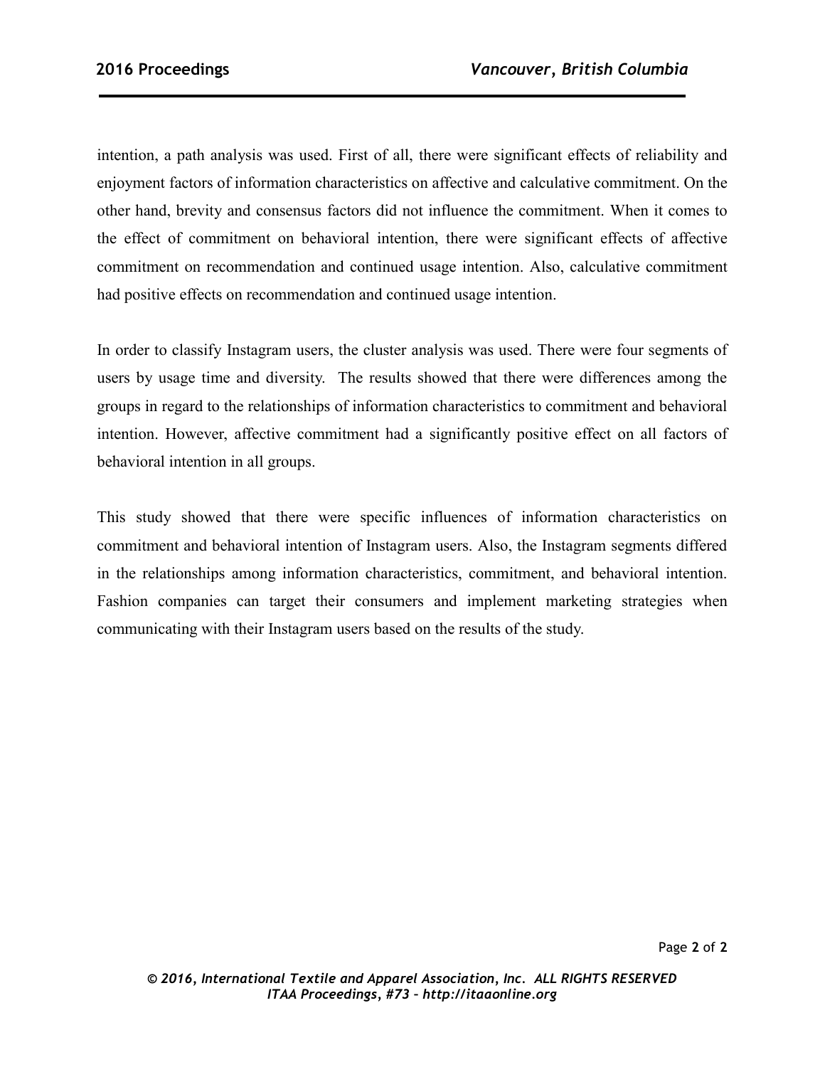intention, a path analysis was used. First of all, there were significant effects of reliability and enjoyment factors of information characteristics on affective and calculative commitment. On the other hand, brevity and consensus factors did not influence the commitment. When it comes to the effect of commitment on behavioral intention, there were significant effects of affective commitment on recommendation and continued usage intention. Also, calculative commitment had positive effects on recommendation and continued usage intention.

In order to classify Instagram users, the cluster analysis was used. There were four segments of users by usage time and diversity. The results showed that there were differences among the groups in regard to the relationships of information characteristics to commitment and behavioral intention. However, affective commitment had a significantly positive effect on all factors of behavioral intention in all groups.

This study showed that there were specific influences of information characteristics on commitment and behavioral intention of Instagram users. Also, the Instagram segments differed in the relationships among information characteristics, commitment, and behavioral intention. Fashion companies can target their consumers and implement marketing strategies when communicating with their Instagram users based on the results of the study.